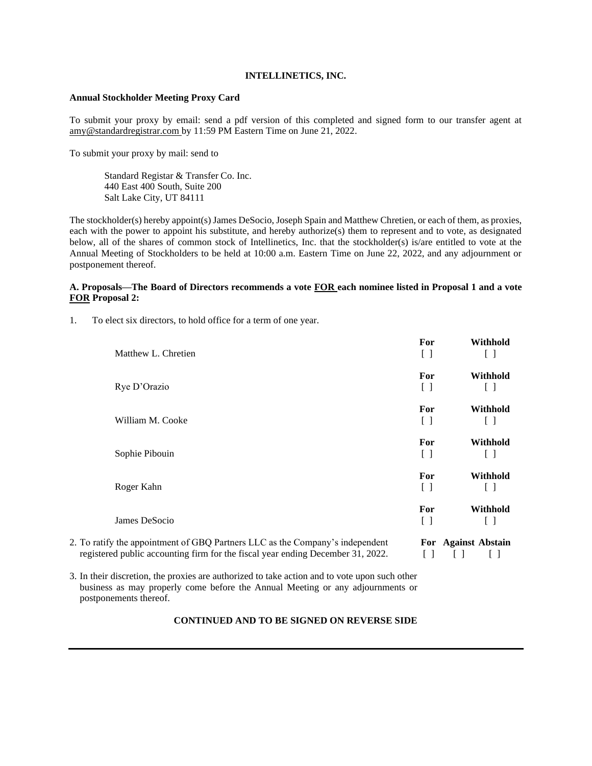**INTELLINETICS, INC.**

**Annual Stockholder Meeting Proxy Card**

To submit your proxy by email: send a pdf version of this completed and signed form to our transfer agent at amy@standardregistrar.com by 11:59 PM Eastern Time on June 21, 2022.

To submit your proxy by mail: send to

Standard Registar & Transfer Co. Inc.
440 East 400 South, Suite 200
Salt Lake City, UT 84111

The stockholder(s) hereby appoint(s) James DeSocio, Joseph Spain and Matthew Chretien, or each of them, as proxies, each with the power to appoint his substitute, and hereby authorize(s) them to represent and to vote, as designated below, all of the shares of common stock of Intellinetics, Inc. that the stockholder(s) is/are entitled to vote at the Annual Meeting of Stockholders to be held at 10:00 a.m. Eastern Time on June 22, 2022, and any adjournment or postponement thereof.

**A. Proposals—The Board of Directors recommends a vote FOR each nominee listed in Proposal 1 and a vote FOR Proposal 2:**

1. To elect six directors, to hold office for a term of one year.

| Nominee | For | Withhold |
|---|---|---|
| Matthew L. Chretien | [ ] | [ ] |
| Rye D'Orazio | [ ] | [ ] |
| William M. Cooke | [ ] | [ ] |
| Sophie Pibouin | [ ] | [ ] |
| Roger Kahn | [ ] | [ ] |
| James DeSocio | [ ] | [ ] |

| | For | Against | Abstain |
|---|---|---|---|
| 2. To ratify the appointment of GBQ Partners LLC as the Company's independent registered public accounting firm for the fiscal year ending December 31, 2022. | [ ] | [ ] | [ ] |

3. In their discretion, the proxies are authorized to take action and to vote upon such other business as may properly come before the Annual Meeting or any adjournments or postponements thereof.

**CONTINUED AND TO BE SIGNED ON REVERSE SIDE**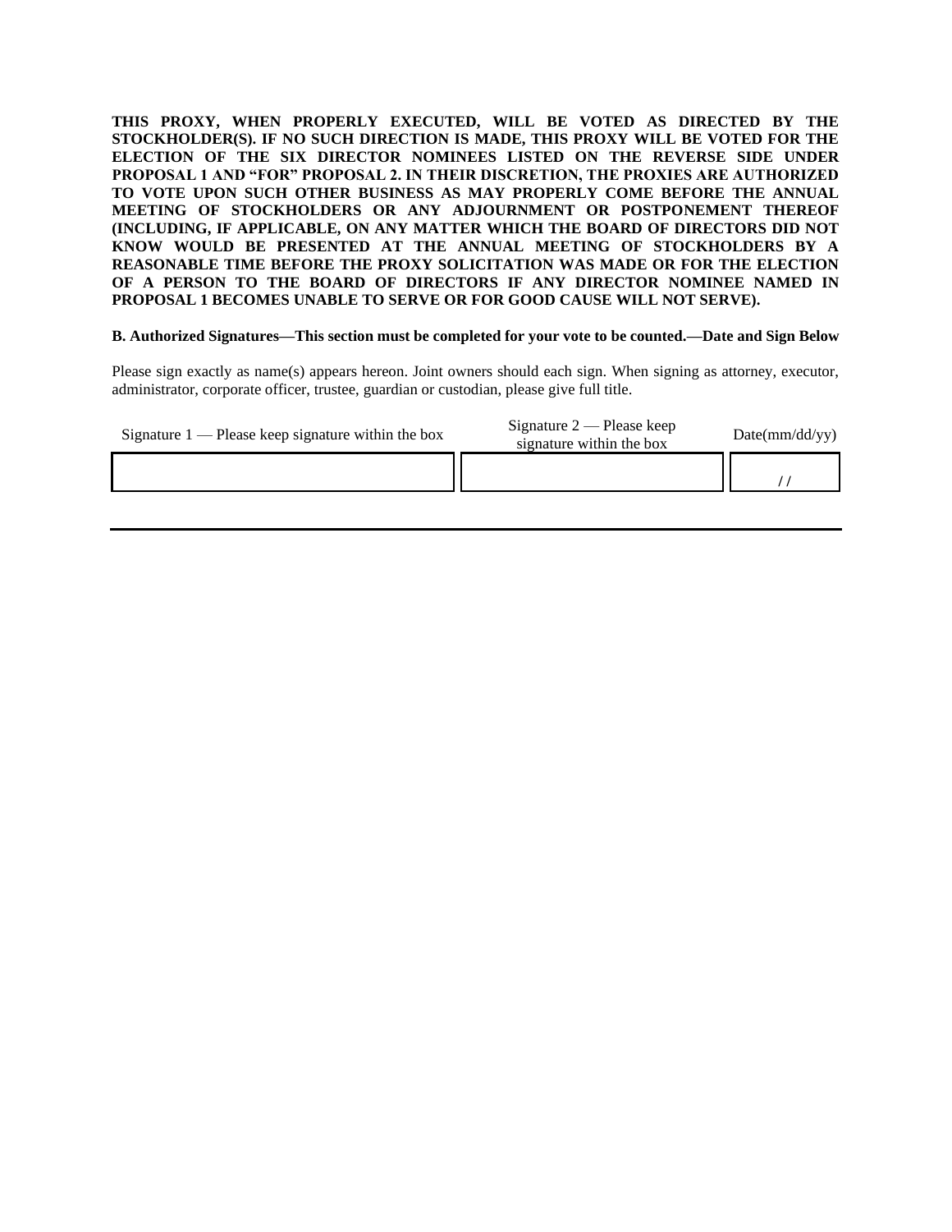**THIS PROXY, WHEN PROPERLY EXECUTED, WILL BE VOTED AS DIRECTED BY THE STOCKHOLDER(S). IF NO SUCH DIRECTION IS MADE, THIS PROXY WILL BE VOTED FOR THE ELECTION OF THE SIX DIRECTOR NOMINEES LISTED ON THE REVERSE SIDE UNDER PROPOSAL 1 AND "FOR" PROPOSAL 2. IN THEIR DISCRETION, THE PROXIES ARE AUTHORIZED TO VOTE UPON SUCH OTHER BUSINESS AS MAY PROPERLY COME BEFORE THE ANNUAL MEETING OF STOCKHOLDERS OR ANY ADJOURNMENT OR POSTPONEMENT THEREOF (INCLUDING, IF APPLICABLE, ON ANY MATTER WHICH THE BOARD OF DIRECTORS DID NOT KNOW WOULD BE PRESENTED AT THE ANNUAL MEETING OF STOCKHOLDERS BY A REASONABLE TIME BEFORE THE PROXY SOLICITATION WAS MADE OR FOR THE ELECTION OF A PERSON TO THE BOARD OF DIRECTORS IF ANY DIRECTOR NOMINEE NAMED IN PROPOSAL 1 BECOMES UNABLE TO SERVE OR FOR GOOD CAUSE WILL NOT SERVE).**

**B. Authorized Signatures—This section must be completed for your vote to be counted.—Date and Sign Below**

Please sign exactly as name(s) appears hereon. Joint owners should each sign. When signing as attorney, executor, administrator, corporate officer, trustee, guardian or custodian, please give full title.

| Signature 1 — Please keep signature within the box | Signature 2 — Please keep signature within the box | Date(mm/dd/yy) |
|---|---|---|
| | | / / |